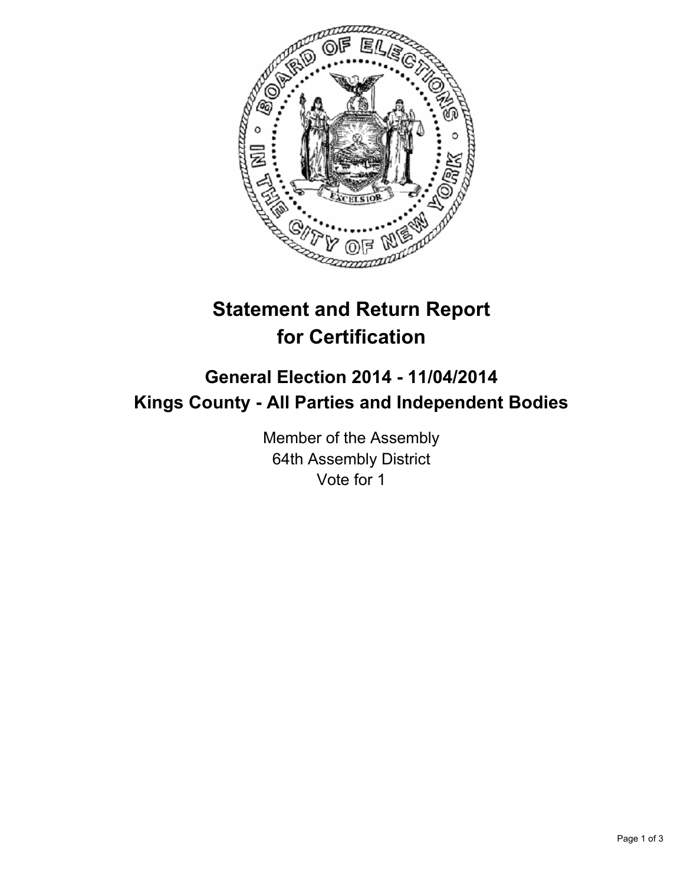# Statement and Return Report for Certification

## General Election 2014 - 11/04/2014
## Kings County - All Parties and Independent Bodies

Member of the Assembly
64th Assembly District
Vote for 1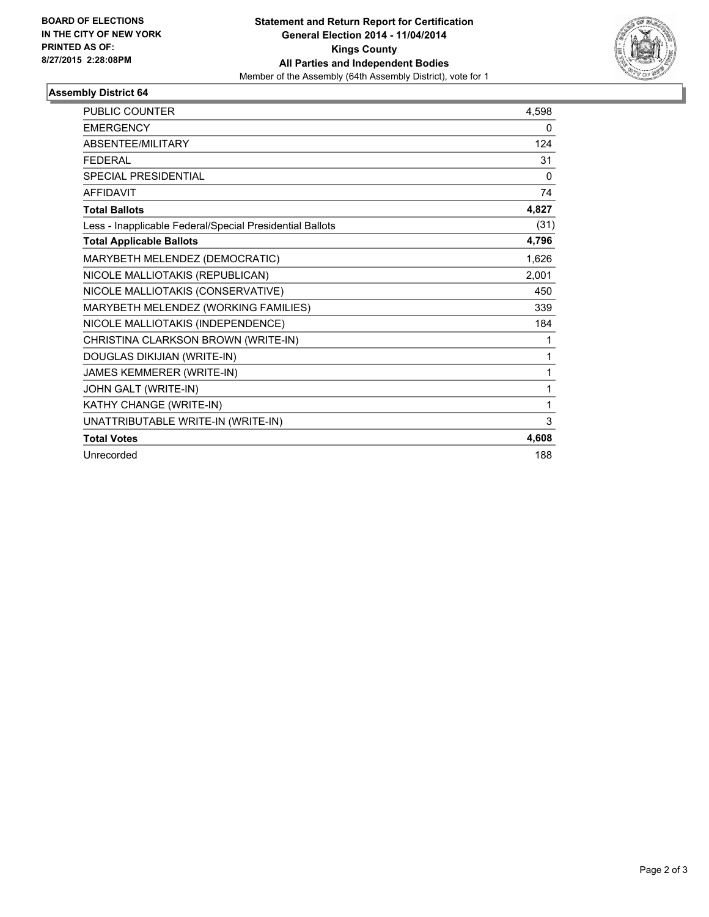**BOARD OF ELECTIONS IN THE CITY OF NEW YORK PRINTED AS OF: 8/27/2015 2:28:08PM**

**Statement and Return Report for Certification General Election 2014 - 11/04/2014 Kings County All Parties and Independent Bodies**

Member of the Assembly (64th Assembly District), vote for 1

## Assembly District 64

| | |
|---|---|
| PUBLIC COUNTER | 4,598 |
| EMERGENCY | 0 |
| ABSENTEE/MILITARY | 124 |
| FEDERAL | 31 |
| SPECIAL PRESIDENTIAL | 0 |
| AFFIDAVIT | 74 |
| **Total Ballots** | **4,827** |
| Less - Inapplicable Federal/Special Presidential Ballots | (31) |
| **Total Applicable Ballots** | **4,796** |
| MARYBETH MELENDEZ (DEMOCRATIC) | 1,626 |
| NICOLE MALLIOTAKIS (REPUBLICAN) | 2,001 |
| NICOLE MALLIOTAKIS (CONSERVATIVE) | 450 |
| MARYBETH MELENDEZ (WORKING FAMILIES) | 339 |
| NICOLE MALLIOTAKIS (INDEPENDENCE) | 184 |
| CHRISTINA CLARKSON BROWN (WRITE-IN) | 1 |
| DOUGLAS DIKIJIAN (WRITE-IN) | 1 |
| JAMES KEMMERER (WRITE-IN) | 1 |
| JOHN GALT (WRITE-IN) | 1 |
| KATHY CHANGE (WRITE-IN) | 1 |
| UNATTRIBUTABLE WRITE-IN (WRITE-IN) | 3 |
| **Total Votes** | **4,608** |
| Unrecorded | 188 |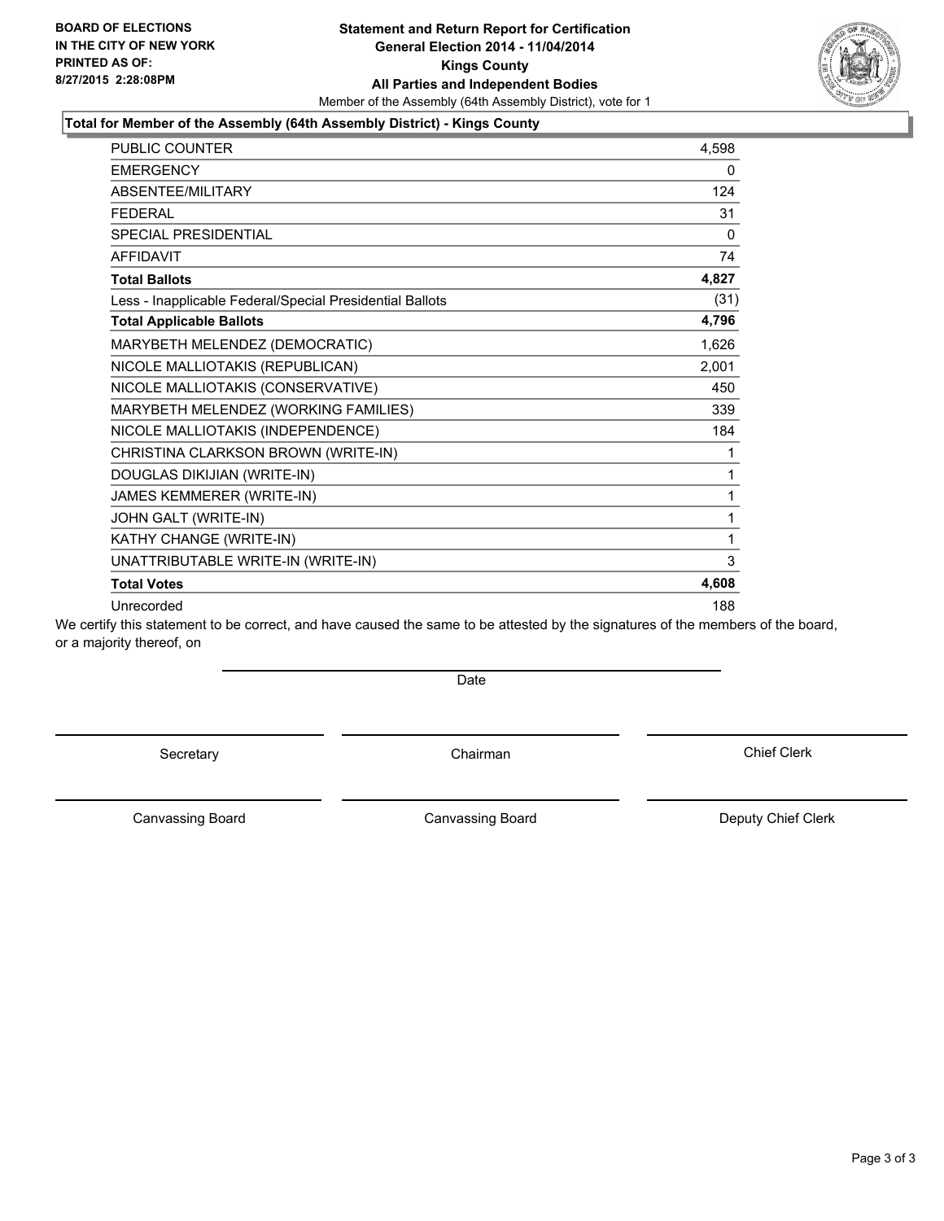**BOARD OF ELECTIONS IN THE CITY OF NEW YORK PRINTED AS OF: 8/27/2015 2:28:08PM**

**Statement and Return Report for Certification**
**General Election 2014 - 11/04/2014**
**Kings County**
**All Parties and Independent Bodies**
Member of the Assembly (64th Assembly District), vote for 1

### Total for Member of the Assembly (64th Assembly District) - Kings County

| | |
|---|---|
| PUBLIC COUNTER | 4,598 |
| EMERGENCY | 0 |
| ABSENTEE/MILITARY | 124 |
| FEDERAL | 31 |
| SPECIAL PRESIDENTIAL | 0 |
| AFFIDAVIT | 74 |
| **Total Ballots** | **4,827** |
| Less - Inapplicable Federal/Special Presidential Ballots | (31) |
| **Total Applicable Ballots** | **4,796** |
| MARYBETH MELENDEZ (DEMOCRATIC) | 1,626 |
| NICOLE MALLIOTAKIS (REPUBLICAN) | 2,001 |
| NICOLE MALLIOTAKIS (CONSERVATIVE) | 450 |
| MARYBETH MELENDEZ (WORKING FAMILIES) | 339 |
| NICOLE MALLIOTAKIS (INDEPENDENCE) | 184 |
| CHRISTINA CLARKSON BROWN (WRITE-IN) | 1 |
| DOUGLAS DIKIJIAN (WRITE-IN) | 1 |
| JAMES KEMMERER (WRITE-IN) | 1 |
| JOHN GALT (WRITE-IN) | 1 |
| KATHY CHANGE (WRITE-IN) | 1 |
| UNATTRIBUTABLE WRITE-IN (WRITE-IN) | 3 |
| **Total Votes** | **4,608** |
| Unrecorded | 188 |

We certify this statement to be correct, and have caused the same to be attested by the signatures of the members of the board, or a majority thereof, on

Date

Secretary | Chairman | Chief Clerk

Canvassing Board | Canvassing Board | Deputy Chief Clerk